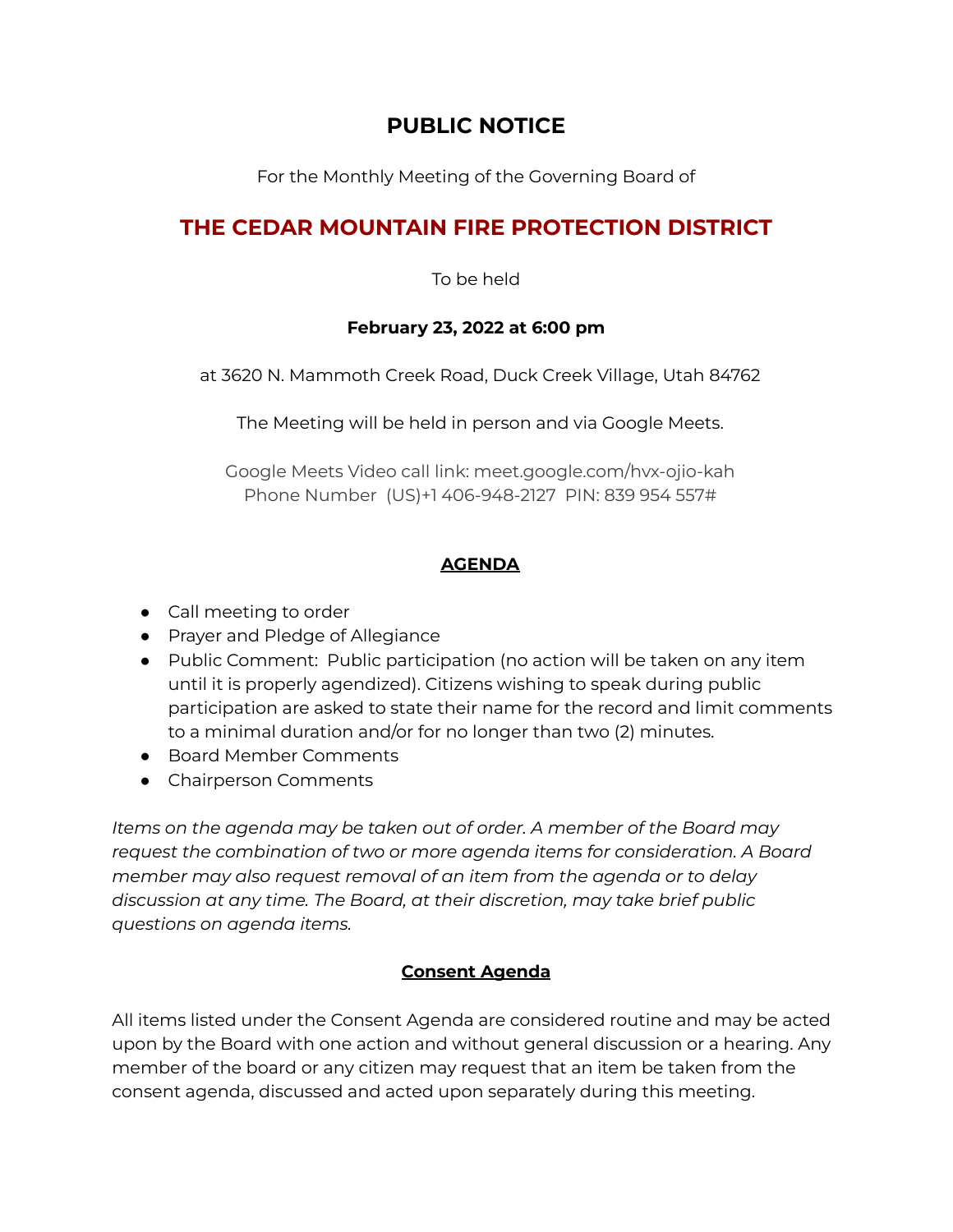# PUBLIC NOTICE

For the Monthly Meeting of the Governing Board of

## THE CEDAR MOUNTAIN FIRE PROTECTION DISTRICT

To be held

**February 23, 2022 at 6:00 pm**

at 3620 N. Mammoth Creek Road, Duck Creek Village, Utah 84762

The Meeting will be held in person and via Google Meets.

Google Meets Video call link: meet.google.com/hvx-ojio-kah
Phone Number (US)+1 406-948-2127 PIN: 839 954 557#

## AGENDA

- Call meeting to order
- Prayer and Pledge of Allegiance
- Public Comment: Public participation (no action will be taken on any item until it is properly agendized). Citizens wishing to speak during public participation are asked to state their name for the record and limit comments to a minimal duration and/or for no longer than two (2) minutes.
- Board Member Comments
- Chairperson Comments

*Items on the agenda may be taken out of order. A member of the Board may request the combination of two or more agenda items for consideration. A Board member may also request removal of an item from the agenda or to delay discussion at any time. The Board, at their discretion, may take brief public questions on agenda items.*

## Consent Agenda

All items listed under the Consent Agenda are considered routine and may be acted upon by the Board with one action and without general discussion or a hearing. Any member of the board or any citizen may request that an item be taken from the consent agenda, discussed and acted upon separately during this meeting.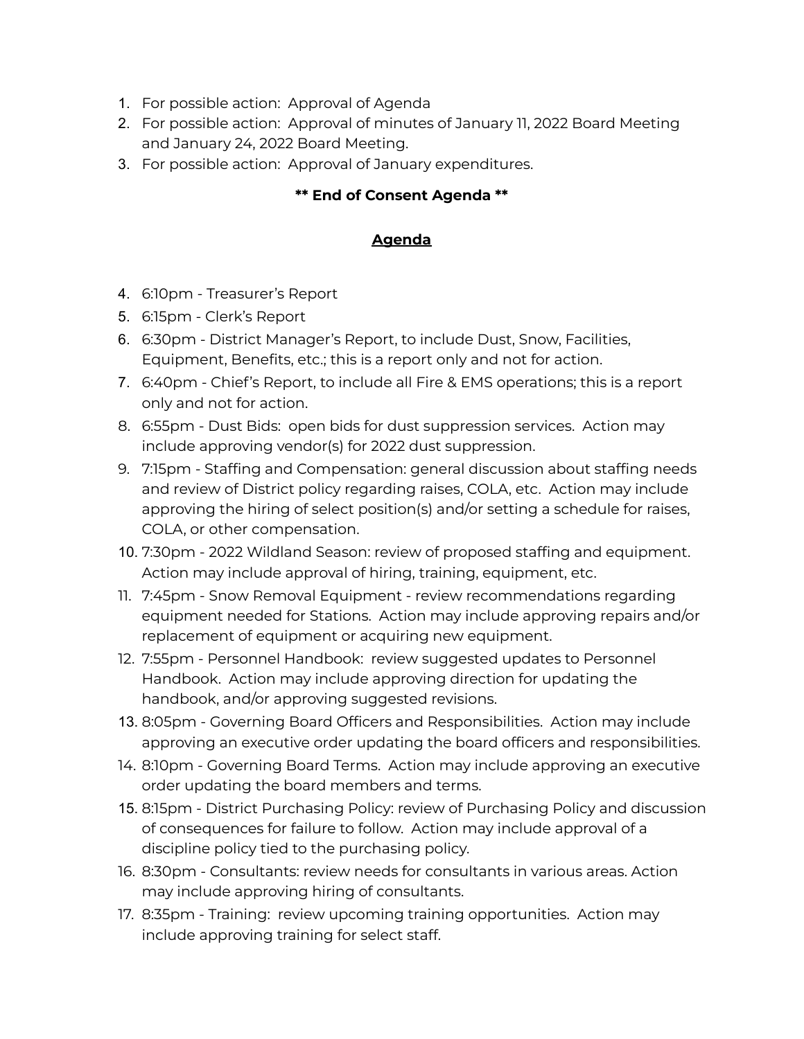1. For possible action: Approval of Agenda
2. For possible action: Approval of minutes of January 11, 2022 Board Meeting and January 24, 2022 Board Meeting.
3. For possible action: Approval of January expenditures.

**** End of Consent Agenda ****

## Agenda

4. 6:10pm - Treasurer's Report
5. 6:15pm - Clerk's Report
6. 6:30pm - District Manager's Report, to include Dust, Snow, Facilities, Equipment, Benefits, etc.; this is a report only and not for action.
7. 6:40pm - Chief's Report, to include all Fire & EMS operations; this is a report only and not for action.
8. 6:55pm - Dust Bids: open bids for dust suppression services. Action may include approving vendor(s) for 2022 dust suppression.
9. 7:15pm - Staffing and Compensation: general discussion about staffing needs and review of District policy regarding raises, COLA, etc. Action may include approving the hiring of select position(s) and/or setting a schedule for raises, COLA, or other compensation.
10. 7:30pm - 2022 Wildland Season: review of proposed staffing and equipment. Action may include approval of hiring, training, equipment, etc.
11. 7:45pm - Snow Removal Equipment - review recommendations regarding equipment needed for Stations. Action may include approving repairs and/or replacement of equipment or acquiring new equipment.
12. 7:55pm - Personnel Handbook: review suggested updates to Personnel Handbook. Action may include approving direction for updating the handbook, and/or approving suggested revisions.
13. 8:05pm - Governing Board Officers and Responsibilities. Action may include approving an executive order updating the board officers and responsibilities.
14. 8:10pm - Governing Board Terms. Action may include approving an executive order updating the board members and terms.
15. 8:15pm - District Purchasing Policy: review of Purchasing Policy and discussion of consequences for failure to follow. Action may include approval of a discipline policy tied to the purchasing policy.
16. 8:30pm - Consultants: review needs for consultants in various areas. Action may include approving hiring of consultants.
17. 8:35pm - Training: review upcoming training opportunities. Action may include approving training for select staff.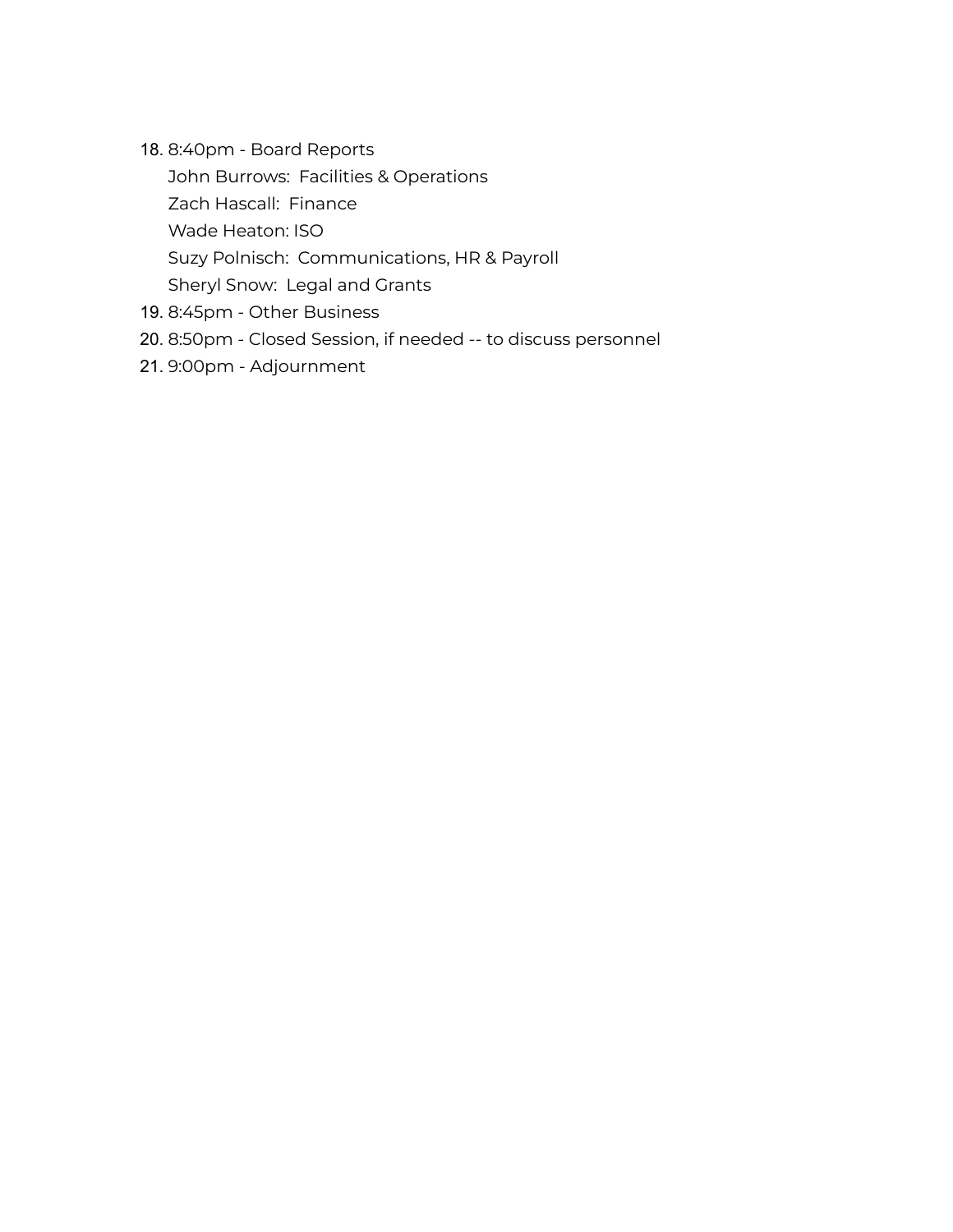18. 8:40pm - Board Reports
    John Burrows:  Facilities & Operations
    Zach Hascall:  Finance
    Wade Heaton: ISO
    Suzy Polnisch:  Communications, HR & Payroll
    Sheryl Snow:  Legal and Grants
19. 8:45pm - Other Business
20. 8:50pm - Closed Session, if needed -- to discuss personnel
21. 9:00pm - Adjournment